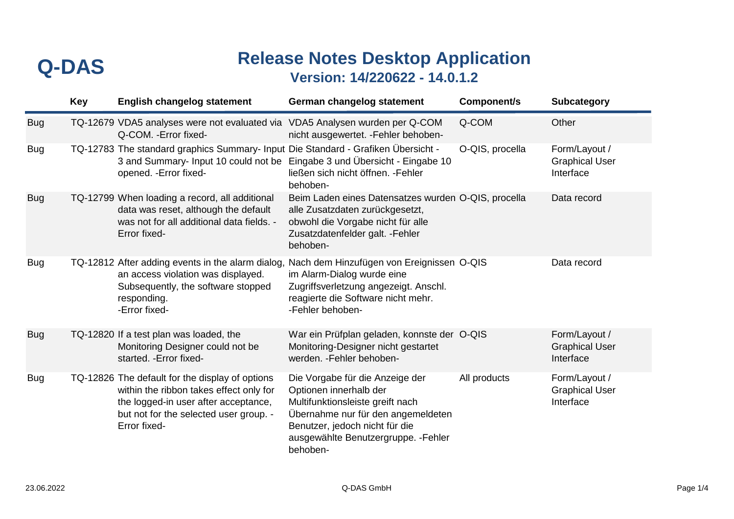**Q-DAS**

# Release Notes Desktop Application

## Version: 14/220622 - 14.0.1.2

| | Key | English changelog statement | German changelog statement | Component/s | Subcategory |
|---|---|---|---|---|---|
| Bug | TQ-12679 | VDA5 analyses were not evaluated via Q-COM. -Error fixed- | VDA5 Analysen wurden per Q-COM nicht ausgewertet. -Fehler behoben- | Q-COM | Other |
| Bug | TQ-12783 | The standard graphics Summary- Input 3 and Summary- Input 10 could not be opened. -Error fixed- | Die Standard - Grafiken Übersicht - Eingabe 3 und Übersicht - Eingabe 10 ließen sich nicht öffnen. -Fehler behoben- | O-QIS, procella | Form/Layout / Graphical User Interface |
| Bug | TQ-12799 | When loading a record, all additional data was reset, although the default was not for all additional data fields. -Error fixed- | Beim Laden eines Datensatzes wurden alle Zusatzdaten zurückgesetzt, obwohl die Vorgabe nicht für alle Zusatzdatenfelder galt. -Fehler behoben- | O-QIS, procella | Data record |
| Bug | TQ-12812 | After adding events in the alarm dialog, an access violation was displayed. Subsequently, the software stopped responding. -Error fixed- | Nach dem Hinzufügen von Ereignissen im Alarm-Dialog wurde eine Zugriffsverletzung angezeigt. Anschl. reagierte die Software nicht mehr. -Fehler behoben- | O-QIS | Data record |
| Bug | TQ-12820 | If a test plan was loaded, the Monitoring Designer could not be started. -Error fixed- | War ein Prüfplan geladen, konnste der Monitoring-Designer nicht gestartet werden. -Fehler behoben- | O-QIS | Form/Layout / Graphical User Interface |
| Bug | TQ-12826 | The default for the display of options within the ribbon takes effect only for the logged-in user after acceptance, but not for the selected user group. -Error fixed- | Die Vorgabe für die Anzeige der Optionen innerhalb der Multifunktionsleiste greift nach Übernahme nur für den angemeldeten Benutzer, jedoch nicht für die ausgewählte Benutzergruppe. -Fehler behoben- | All products | Form/Layout / Graphical User Interface |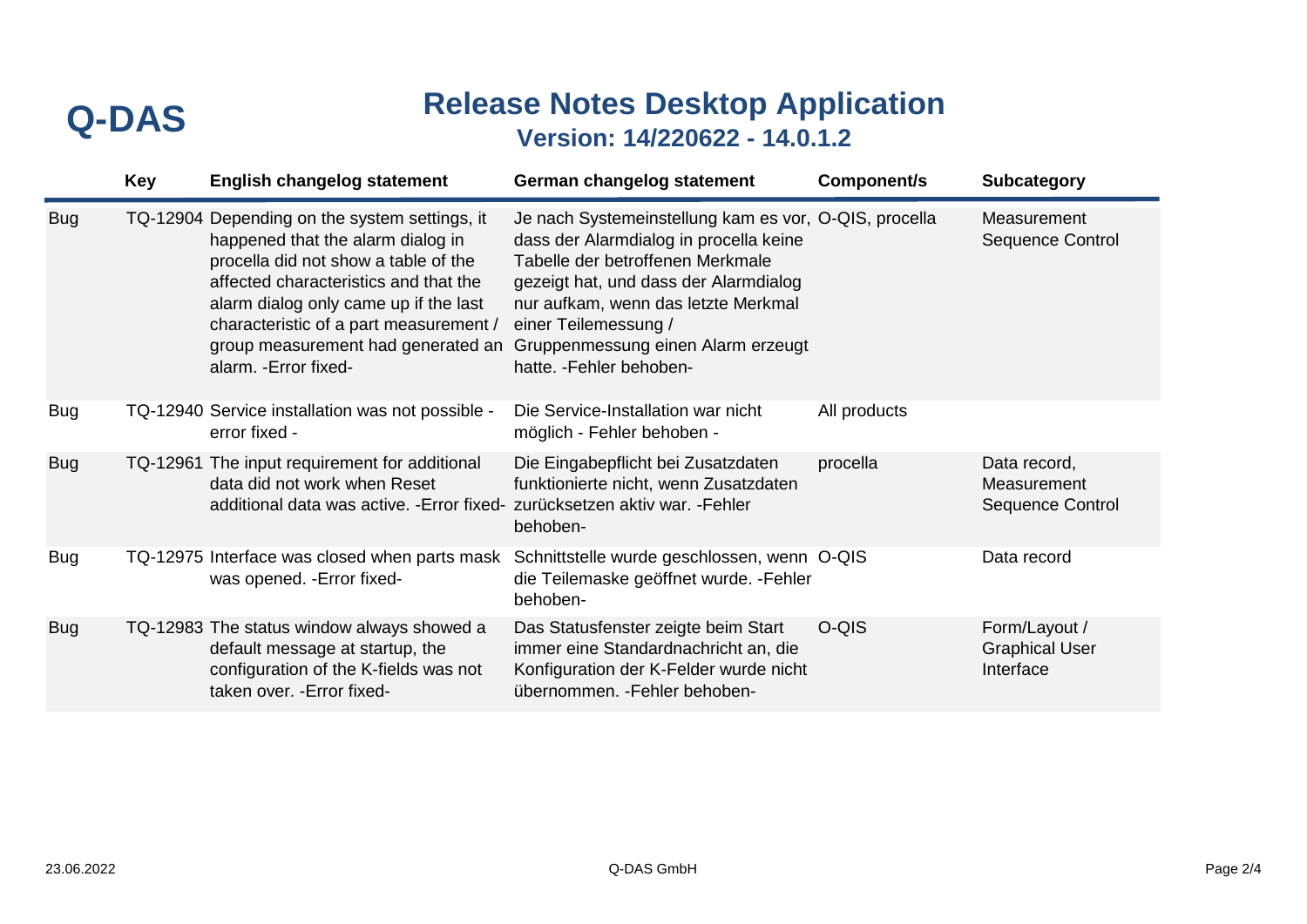# Q-DAS

## Release Notes Desktop Application

### Version: 14/220622 - 14.0.1.2

| | Key | English changelog statement | German changelog statement | Component/s | Subcategory |
|---|---|---|---|---|---|
| Bug | TQ-12904 | Depending on the system settings, it happened that the alarm dialog in procella did not show a table of the affected characteristics and that the alarm dialog only came up if the last characteristic of a part measurement / group measurement had generated an alarm. -Error fixed- | Je nach Systemeinstellung kam es vor, dass der Alarmdialog in procella keine Tabelle der betroffenen Merkmale gezeigt hat, und dass der Alarmdialog nur aufkam, wenn das letzte Merkmal einer Teilemessung / Gruppenmessung einen Alarm erzeugt hatte. -Fehler behoben- | O-QIS, procella | Measurement Sequence Control |
| Bug | TQ-12940 | Service installation was not possible - error fixed - | Die Service-Installation war nicht möglich - Fehler behoben - | All products | |
| Bug | TQ-12961 | The input requirement for additional data did not work when Reset additional data was active. -Error fixed- | Die Eingabepflicht bei Zusatzdaten funktionierte nicht, wenn Zusatzdaten zurücksetzen aktiv war. -Fehler behoben- | procella | Data record, Measurement Sequence Control |
| Bug | TQ-12975 | Interface was closed when parts mask was opened. -Error fixed- | Schnittstelle wurde geschlossen, wenn die Teilemaske geöffnet wurde. -Fehler behoben- | O-QIS | Data record |
| Bug | TQ-12983 | The status window always showed a default message at startup, the configuration of the K-fields was not taken over. -Error fixed- | Das Statusfenster zeigte beim Start immer eine Standardnachricht an, die Konfiguration der K-Felder wurde nicht übernommen. -Fehler behoben- | O-QIS | Form/Layout / Graphical User Interface |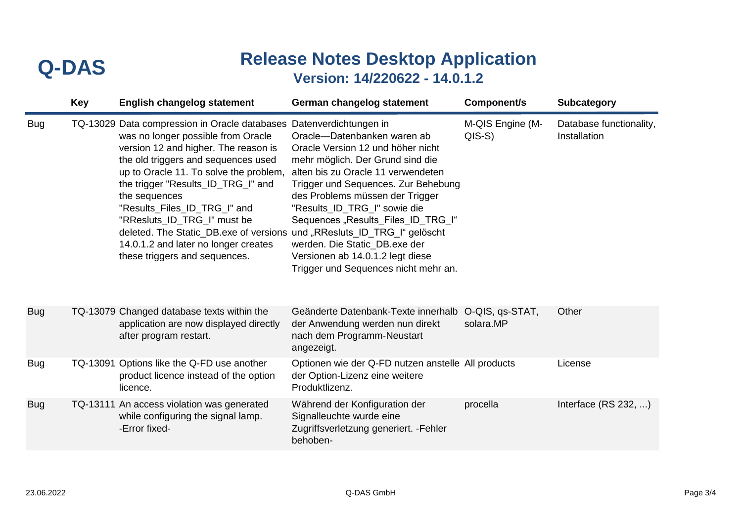# Q-DAS

## Release Notes Desktop Application

### Version: 14/220622 - 14.0.1.2

| | Key | English changelog statement | German changelog statement | Component/s | Subcategory |
|---|---|---|---|---|---|
| Bug | TQ-13029 | Data compression in Oracle databases was no longer possible from Oracle version 12 and higher. The reason is the old triggers and sequences used up to Oracle 11. To solve the problem, the trigger "Results_ID_TRG_I" and the sequences "Results_Files_ID_TRG_I" and "RResluts_ID_TRG_I" must be deleted. The Static_DB.exe of versions 14.0.1.2 and later no longer creates these triggers and sequences. | Datenverdichtungen in Oracle—Datenbanken waren ab Oracle Version 12 und höher nicht mehr möglich. Der Grund sind die alten bis zu Oracle 11 verwendeten Trigger und Sequences. Zur Behebung des Problems müssen der Trigger "Results_ID_TRG_I" sowie die Sequences „Results_Files_ID_TRG_I" und „RResluts_ID_TRG_I" gelöscht werden. Die Static_DB.exe der Versionen ab 14.0.1.2 legt diese Trigger und Sequences nicht mehr an. | M-QIS Engine (M-QIS-S) | Database functionality, Installation |
| Bug | TQ-13079 | Changed database texts within the application are now displayed directly after program restart. | Geänderte Datenbank-Texte innerhalb der Anwendung werden nun direkt nach dem Programm-Neustart angezeigt. | O-QIS, qs-STAT, solara.MP | Other |
| Bug | TQ-13091 | Options like the Q-FD use another product licence instead of the option licence. | Optionen wie der Q-FD nutzen anstelle der Option-Lizenz eine weitere Produktlizenz. | All products | License |
| Bug | TQ-13111 | An access violation was generated while configuring the signal lamp. -Error fixed- | Während der Konfiguration der Signalleuchte wurde eine Zugriffsverletzung generiert. -Fehler behoben- | procella | Interface (RS 232, ...) |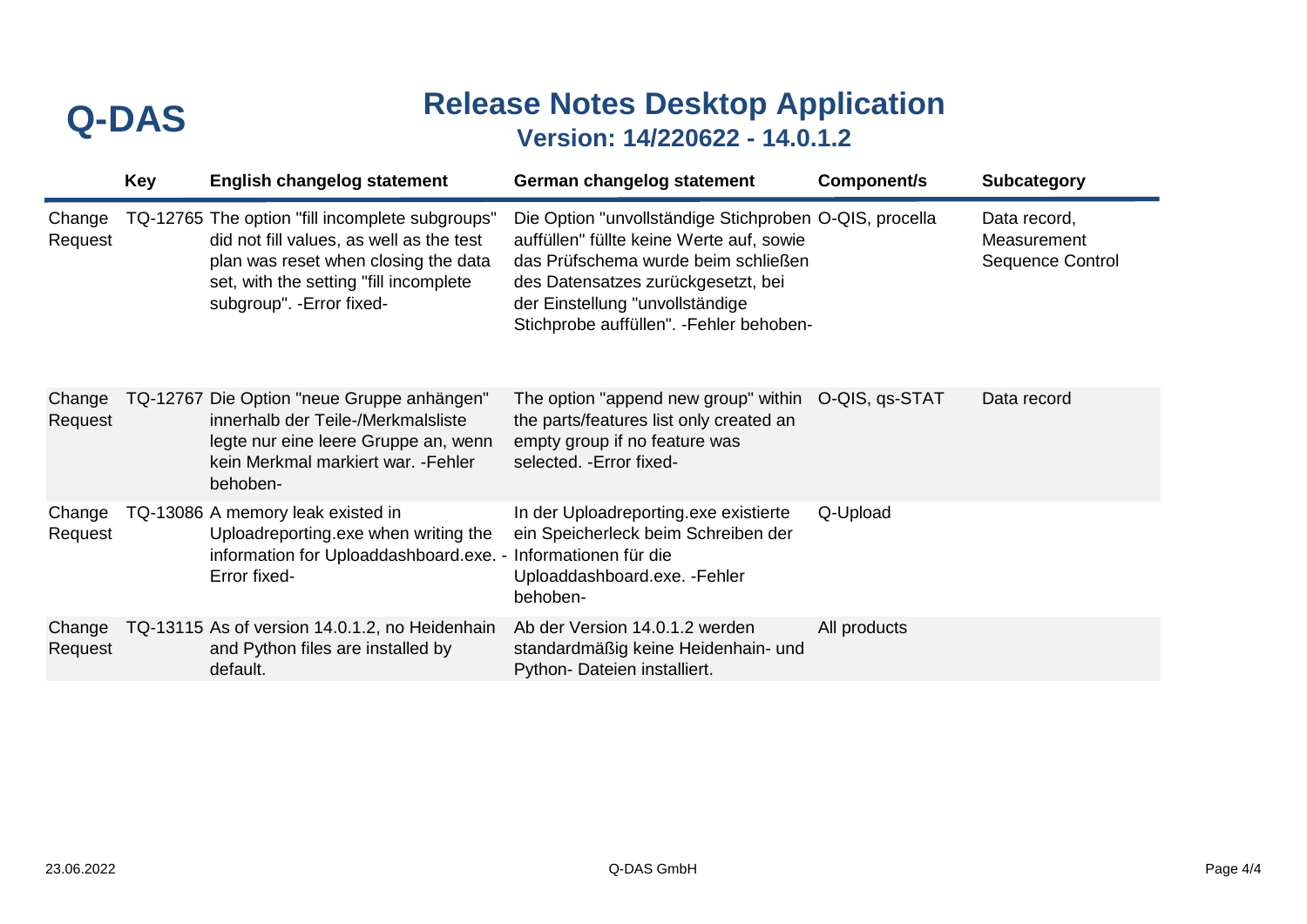**Q-DAS**

# Release Notes Desktop Application

## Version: 14/220622 - 14.0.1.2

| | Key | English changelog statement | German changelog statement | Component/s | Subcategory |
|---|---|---|---|---|---|
| Change Request | TQ-12765 | The option "fill incomplete subgroups" did not fill values, as well as the test plan was reset when closing the data set, with the setting "fill incomplete subgroup". -Error fixed- | Die Option "unvollständige Stichproben auffüllen" füllte keine Werte auf, sowie das Prüfschema wurde beim schließen des Datensatzes zurückgesetzt, bei der Einstellung "unvollständige Stichprobe auffüllen". -Fehler behoben- | O-QIS, procella | Data record, Measurement Sequence Control |
| Change Request | TQ-12767 | Die Option "neue Gruppe anhängen" innerhalb der Teile-/Merkmalsliste legte nur eine leere Gruppe an, wenn kein Merkmal markiert war. -Fehler behoben- | The option "append new group" within the parts/features list only created an empty group if no feature was selected. -Error fixed- | O-QIS, qs-STAT | Data record |
| Change Request | TQ-13086 | A memory leak existed in Uploadreporting.exe when writing the information for Uploaddashboard.exe. -Error fixed- | In der Uploadreporting.exe existierte ein Speicherleck beim Schreiben der Informationen für die Uploaddashboard.exe. -Fehler behoben- | Q-Upload | |
| Change Request | TQ-13115 | As of version 14.0.1.2, no Heidenhain and Python files are installed by default. | Ab der Version 14.0.1.2 werden standardmäßig keine Heidenhain- und Python- Dateien installiert. | All products | |

23.06.2022 Q-DAS GmbH